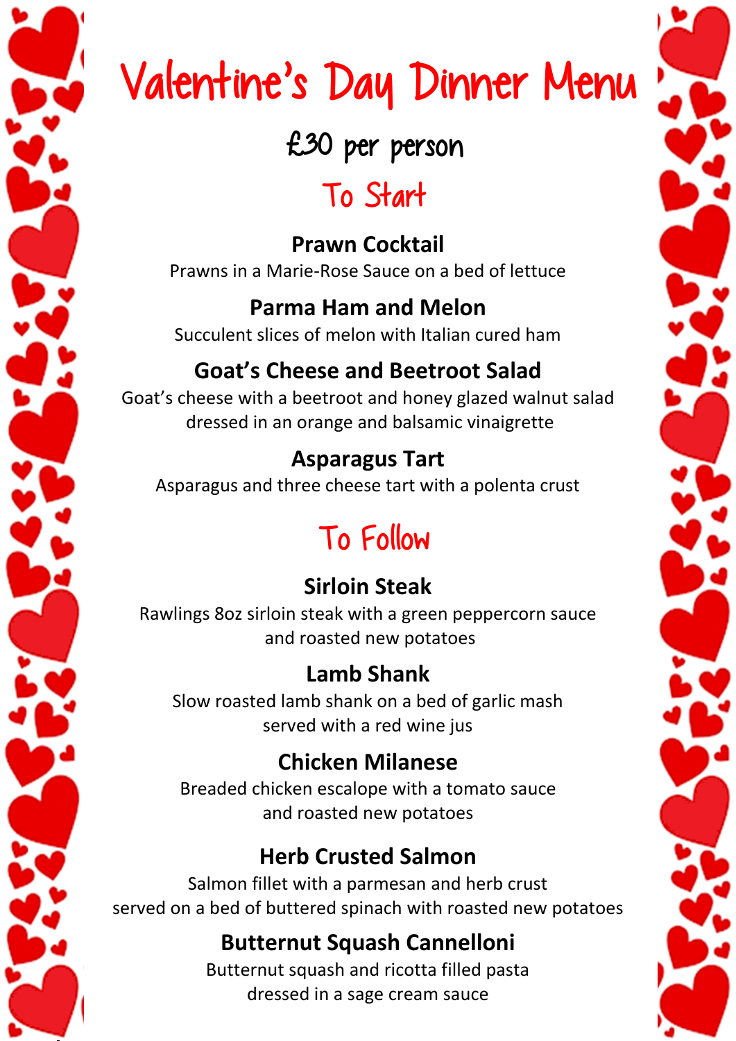# Valentine's Day Dinner Menu

## £30 per person

## To Start

**Prawn Cocktail**
Prawns in a Marie-Rose Sauce on a bed of lettuce

**Parma Ham and Melon**
Succulent slices of melon with Italian cured ham

**Goat's Cheese and Beetroot Salad**
Goat's cheese with a beetroot and honey glazed walnut salad dressed in an orange and balsamic vinaigrette

**Asparagus Tart**
Asparagus and three cheese tart with a polenta crust

## To Follow

**Sirloin Steak**
Rawlings 8oz sirloin steak with a green peppercorn sauce and roasted new potatoes

**Lamb Shank**
Slow roasted lamb shank on a bed of garlic mash served with a red wine jus

**Chicken Milanese**
Breaded chicken escalope with a tomato sauce and roasted new potatoes

**Herb Crusted Salmon**
Salmon fillet with a parmesan and herb crust served on a bed of buttered spinach with roasted new potatoes

**Butternut Squash Cannelloni**
Butternut squash and ricotta filled pasta dressed in a sage cream sauce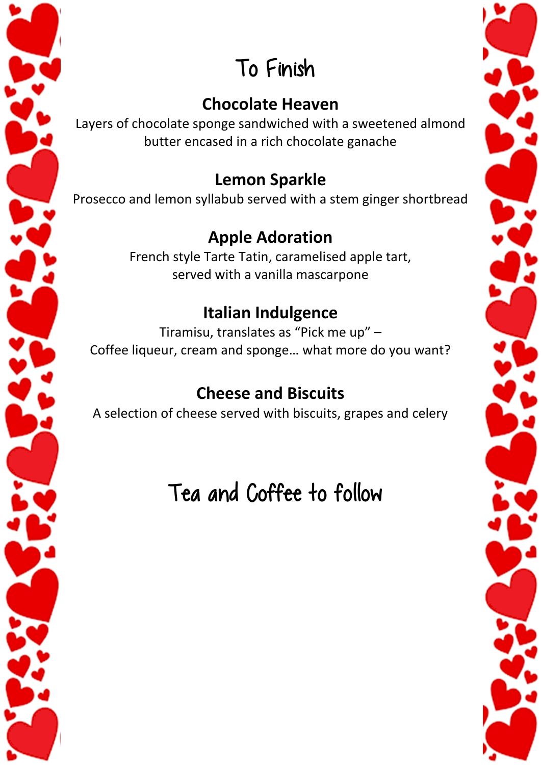# To Finish

**Chocolate Heaven**

Layers of chocolate sponge sandwiched with a sweetened almond butter encased in a rich chocolate ganache

**Lemon Sparkle**

Prosecco and lemon syllabub served with a stem ginger shortbread

**Apple Adoration**

French style Tarte Tatin, caramelised apple tart, served with a vanilla mascarpone

**Italian Indulgence**

Tiramisu, translates as “Pick me up” – Coffee liqueur, cream and sponge… what more do you want?

**Cheese and Biscuits**

A selection of cheese served with biscuits, grapes and celery

# Tea and Coffee to follow